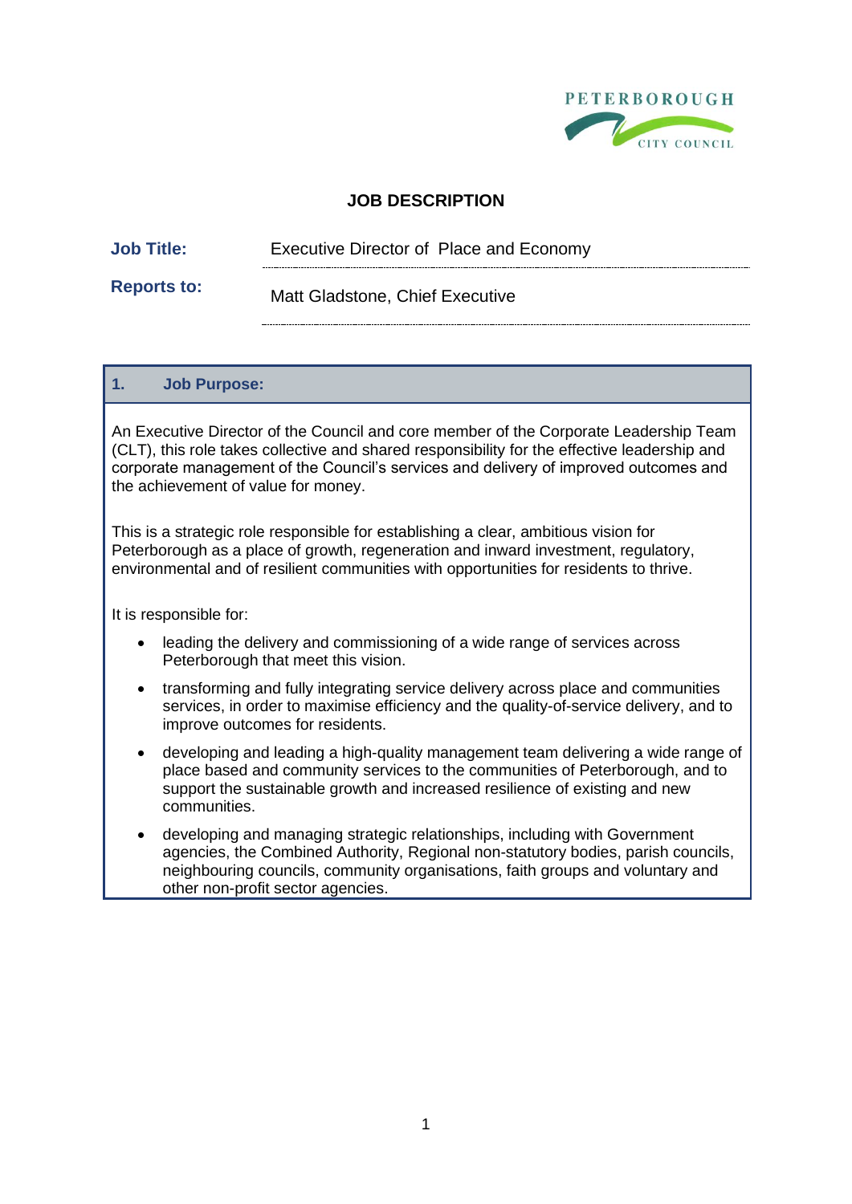PETERBOROUGH CITY COUNCIL

# JOB DESCRIPTION

**Job Title:** Executive Director of Place and Economy

**Reports to:** Matt Gladstone, Chief Executive

## 1. Job Purpose:

An Executive Director of the Council and core member of the Corporate Leadership Team (CLT), this role takes collective and shared responsibility for the effective leadership and corporate management of the Council's services and delivery of improved outcomes and the achievement of value for money.

This is a strategic role responsible for establishing a clear, ambitious vision for Peterborough as a place of growth, regeneration and inward investment, regulatory, environmental and of resilient communities with opportunities for residents to thrive.

It is responsible for:

- leading the delivery and commissioning of a wide range of services across Peterborough that meet this vision.
- transforming and fully integrating service delivery across place and communities services, in order to maximise efficiency and the quality-of-service delivery, and to improve outcomes for residents.
- developing and leading a high-quality management team delivering a wide range of place based and community services to the communities of Peterborough, and to support the sustainable growth and increased resilience of existing and new communities.
- developing and managing strategic relationships, including with Government agencies, the Combined Authority, Regional non-statutory bodies, parish councils, neighbouring councils, community organisations, faith groups and voluntary and other non-profit sector agencies.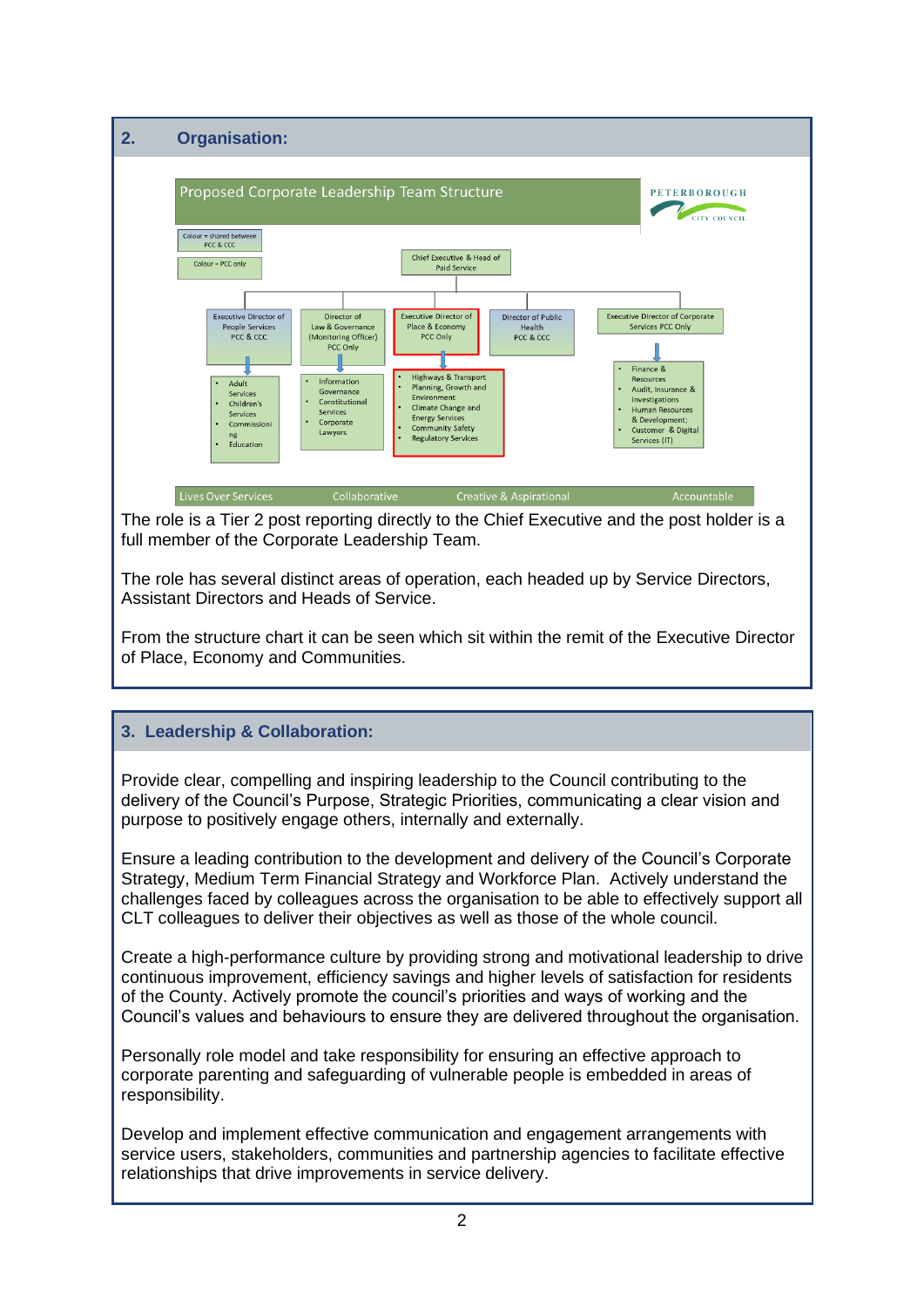## 2. Organisation:

**Proposed Corporate Leadership Team Structure**

PETERBOROUGH CITY COUNCIL

Colour = shared between PCC & CCC

Colour = PCC only

Chief Executive & Head of Paid Service

- Executive Director of People Services PCC & CCC
  - Adult Services
  - Children's Services
  - Commissioning
  - Education
- Director of Law & Governance (Monitoring Officer) PCC Only
  - Information Governance
  - Constitutional Services
  - Corporate Lawyers
- Executive Director of Place & Economy PCC Only
  - Highways & Transport
  - Planning, Growth and Environment
  - Climate Change and Energy Services
  - Community Safety
  - Regulatory Services
- Director of Public Health PCC & CCC
- Executive Director of Corporate Services PCC Only
  - Finance & Resources
  - Audit, Insurance & Investigations
  - Human Resources & Development;
  - Customer & Digital Services (IT)

Lives Over Services | Collaborative | Creative & Aspirational | Accountable

The role is a Tier 2 post reporting directly to the Chief Executive and the post holder is a full member of the Corporate Leadership Team.

The role has several distinct areas of operation, each headed up by Service Directors, Assistant Directors and Heads of Service.

From the structure chart it can be seen which sit within the remit of the Executive Director of Place, Economy and Communities.

## 3. Leadership & Collaboration:

Provide clear, compelling and inspiring leadership to the Council contributing to the delivery of the Council's Purpose, Strategic Priorities, communicating a clear vision and purpose to positively engage others, internally and externally.

Ensure a leading contribution to the development and delivery of the Council's Corporate Strategy, Medium Term Financial Strategy and Workforce Plan. Actively understand the challenges faced by colleagues across the organisation to be able to effectively support all CLT colleagues to deliver their objectives as well as those of the whole council.

Create a high-performance culture by providing strong and motivational leadership to drive continuous improvement, efficiency savings and higher levels of satisfaction for residents of the County. Actively promote the council's priorities and ways of working and the Council's values and behaviours to ensure they are delivered throughout the organisation.

Personally role model and take responsibility for ensuring an effective approach to corporate parenting and safeguarding of vulnerable people is embedded in areas of responsibility.

Develop and implement effective communication and engagement arrangements with service users, stakeholders, communities and partnership agencies to facilitate effective relationships that drive improvements in service delivery.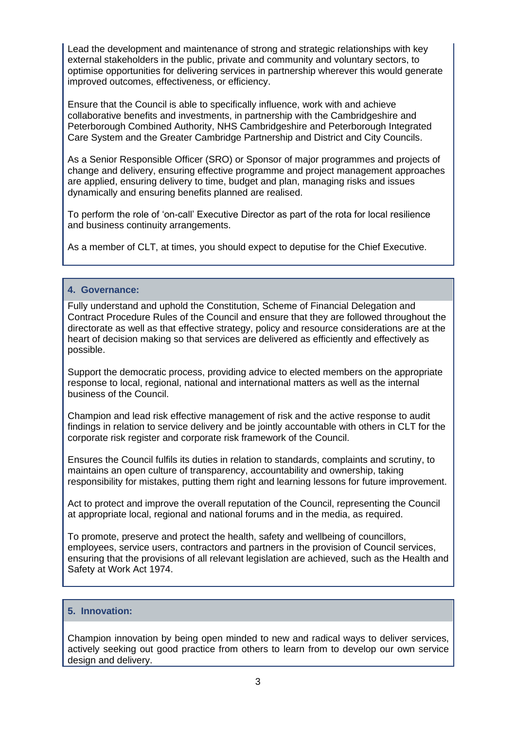Lead the development and maintenance of strong and strategic relationships with key external stakeholders in the public, private and community and voluntary sectors, to optimise opportunities for delivering services in partnership wherever this would generate improved outcomes, effectiveness, or efficiency.

Ensure that the Council is able to specifically influence, work with and achieve collaborative benefits and investments, in partnership with the Cambridgeshire and Peterborough Combined Authority, NHS Cambridgeshire and Peterborough Integrated Care System and the Greater Cambridge Partnership and District and City Councils.

As a Senior Responsible Officer (SRO) or Sponsor of major programmes and projects of change and delivery, ensuring effective programme and project management approaches are applied, ensuring delivery to time, budget and plan, managing risks and issues dynamically and ensuring benefits planned are realised.

To perform the role of 'on-call' Executive Director as part of the rota for local resilience and business continuity arrangements.

As a member of CLT, at times, you should expect to deputise for the Chief Executive.

## 4. Governance:

Fully understand and uphold the Constitution, Scheme of Financial Delegation and Contract Procedure Rules of the Council and ensure that they are followed throughout the directorate as well as that effective strategy, policy and resource considerations are at the heart of decision making so that services are delivered as efficiently and effectively as possible.

Support the democratic process, providing advice to elected members on the appropriate response to local, regional, national and international matters as well as the internal business of the Council.

Champion and lead risk effective management of risk and the active response to audit findings in relation to service delivery and be jointly accountable with others in CLT for the corporate risk register and corporate risk framework of the Council.

Ensures the Council fulfils its duties in relation to standards, complaints and scrutiny, to maintains an open culture of transparency, accountability and ownership, taking responsibility for mistakes, putting them right and learning lessons for future improvement.

Act to protect and improve the overall reputation of the Council, representing the Council at appropriate local, regional and national forums and in the media, as required.

To promote, preserve and protect the health, safety and wellbeing of councillors, employees, service users, contractors and partners in the provision of Council services, ensuring that the provisions of all relevant legislation are achieved, such as the Health and Safety at Work Act 1974.

## 5. Innovation:

Champion innovation by being open minded to new and radical ways to deliver services, actively seeking out good practice from others to learn from to develop our own service design and delivery.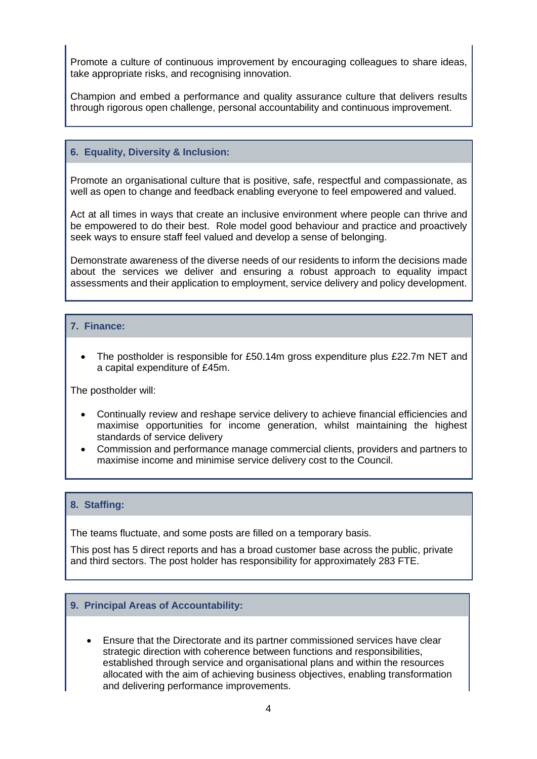Promote a culture of continuous improvement by encouraging colleagues to share ideas, take appropriate risks, and recognising innovation.

Champion and embed a performance and quality assurance culture that delivers results through rigorous open challenge, personal accountability and continuous improvement.

## 6. Equality, Diversity & Inclusion:

Promote an organisational culture that is positive, safe, respectful and compassionate, as well as open to change and feedback enabling everyone to feel empowered and valued.

Act at all times in ways that create an inclusive environment where people can thrive and be empowered to do their best. Role model good behaviour and practice and proactively seek ways to ensure staff feel valued and develop a sense of belonging.

Demonstrate awareness of the diverse needs of our residents to inform the decisions made about the services we deliver and ensuring a robust approach to equality impact assessments and their application to employment, service delivery and policy development.

## 7. Finance:

- The postholder is responsible for £50.14m gross expenditure plus £22.7m NET and a capital expenditure of £45m.

The postholder will:

- Continually review and reshape service delivery to achieve financial efficiencies and maximise opportunities for income generation, whilst maintaining the highest standards of service delivery
- Commission and performance manage commercial clients, providers and partners to maximise income and minimise service delivery cost to the Council.

## 8. Staffing:

The teams fluctuate, and some posts are filled on a temporary basis.

This post has 5 direct reports and has a broad customer base across the public, private and third sectors. The post holder has responsibility for approximately 283 FTE.

## 9. Principal Areas of Accountability:

- Ensure that the Directorate and its partner commissioned services have clear strategic direction with coherence between functions and responsibilities, established through service and organisational plans and within the resources allocated with the aim of achieving business objectives, enabling transformation and delivering performance improvements.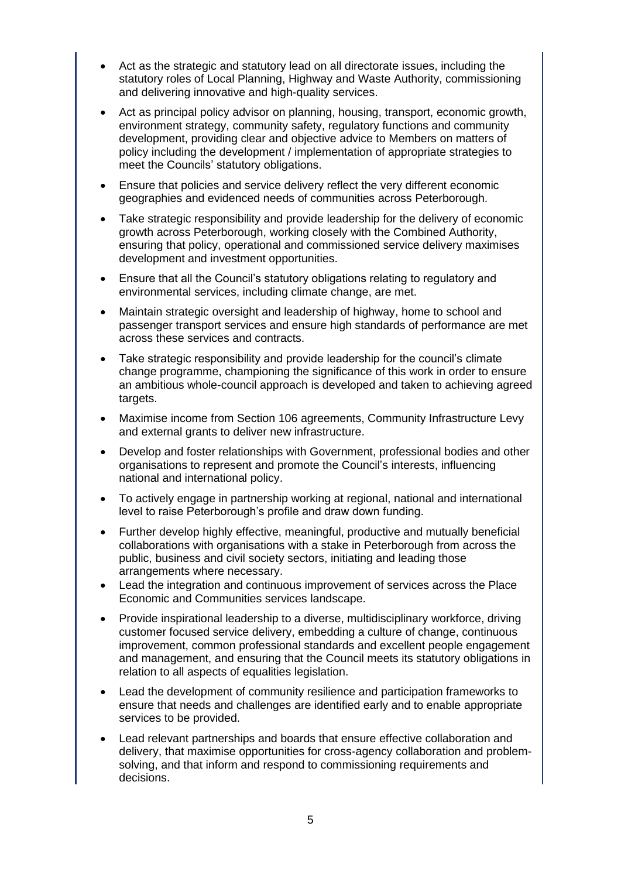- Act as the strategic and statutory lead on all directorate issues, including the statutory roles of Local Planning, Highway and Waste Authority, commissioning and delivering innovative and high-quality services.
- Act as principal policy advisor on planning, housing, transport, economic growth, environment strategy, community safety, regulatory functions and community development, providing clear and objective advice to Members on matters of policy including the development / implementation of appropriate strategies to meet the Councils' statutory obligations.
- Ensure that policies and service delivery reflect the very different economic geographies and evidenced needs of communities across Peterborough.
- Take strategic responsibility and provide leadership for the delivery of economic growth across Peterborough, working closely with the Combined Authority, ensuring that policy, operational and commissioned service delivery maximises development and investment opportunities.
- Ensure that all the Council's statutory obligations relating to regulatory and environmental services, including climate change, are met.
- Maintain strategic oversight and leadership of highway, home to school and passenger transport services and ensure high standards of performance are met across these services and contracts.
- Take strategic responsibility and provide leadership for the council's climate change programme, championing the significance of this work in order to ensure an ambitious whole-council approach is developed and taken to achieving agreed targets.
- Maximise income from Section 106 agreements, Community Infrastructure Levy and external grants to deliver new infrastructure.
- Develop and foster relationships with Government, professional bodies and other organisations to represent and promote the Council's interests, influencing national and international policy.
- To actively engage in partnership working at regional, national and international level to raise Peterborough's profile and draw down funding.
- Further develop highly effective, meaningful, productive and mutually beneficial collaborations with organisations with a stake in Peterborough from across the public, business and civil society sectors, initiating and leading those arrangements where necessary.
- Lead the integration and continuous improvement of services across the Place Economic and Communities services landscape.
- Provide inspirational leadership to a diverse, multidisciplinary workforce, driving customer focused service delivery, embedding a culture of change, continuous improvement, common professional standards and excellent people engagement and management, and ensuring that the Council meets its statutory obligations in relation to all aspects of equalities legislation.
- Lead the development of community resilience and participation frameworks to ensure that needs and challenges are identified early and to enable appropriate services to be provided.
- Lead relevant partnerships and boards that ensure effective collaboration and delivery, that maximise opportunities for cross-agency collaboration and problem-solving, and that inform and respond to commissioning requirements and decisions.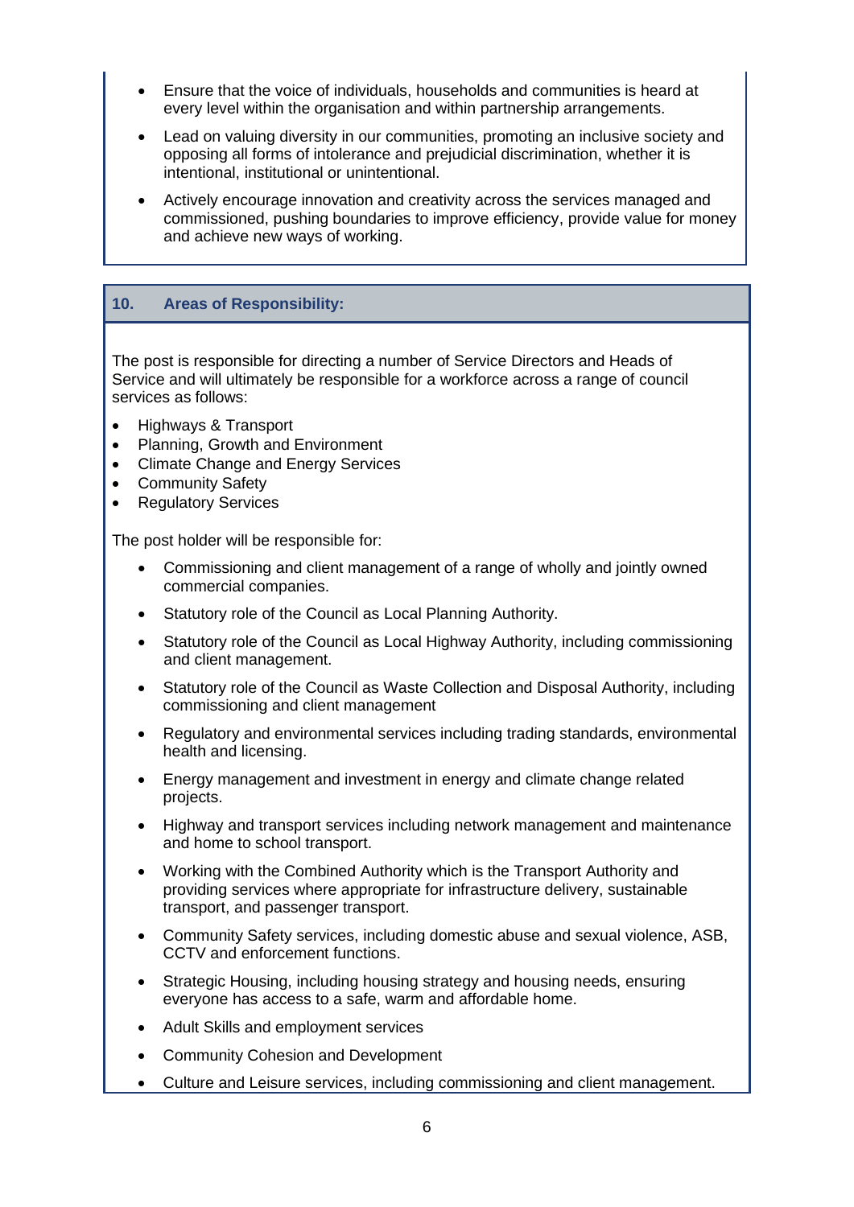- Ensure that the voice of individuals, households and communities is heard at every level within the organisation and within partnership arrangements.
- Lead on valuing diversity in our communities, promoting an inclusive society and opposing all forms of intolerance and prejudicial discrimination, whether it is intentional, institutional or unintentional.
- Actively encourage innovation and creativity across the services managed and commissioned, pushing boundaries to improve efficiency, provide value for money and achieve new ways of working.

## 10. Areas of Responsibility:

The post is responsible for directing a number of Service Directors and Heads of Service and will ultimately be responsible for a workforce across a range of council services as follows:

- Highways & Transport
- Planning, Growth and Environment
- Climate Change and Energy Services
- Community Safety
- Regulatory Services

The post holder will be responsible for:

- Commissioning and client management of a range of wholly and jointly owned commercial companies.
- Statutory role of the Council as Local Planning Authority.
- Statutory role of the Council as Local Highway Authority, including commissioning and client management.
- Statutory role of the Council as Waste Collection and Disposal Authority, including commissioning and client management
- Regulatory and environmental services including trading standards, environmental health and licensing.
- Energy management and investment in energy and climate change related projects.
- Highway and transport services including network management and maintenance and home to school transport.
- Working with the Combined Authority which is the Transport Authority and providing services where appropriate for infrastructure delivery, sustainable transport, and passenger transport.
- Community Safety services, including domestic abuse and sexual violence, ASB, CCTV and enforcement functions.
- Strategic Housing, including housing strategy and housing needs, ensuring everyone has access to a safe, warm and affordable home.
- Adult Skills and employment services
- Community Cohesion and Development
- Culture and Leisure services, including commissioning and client management.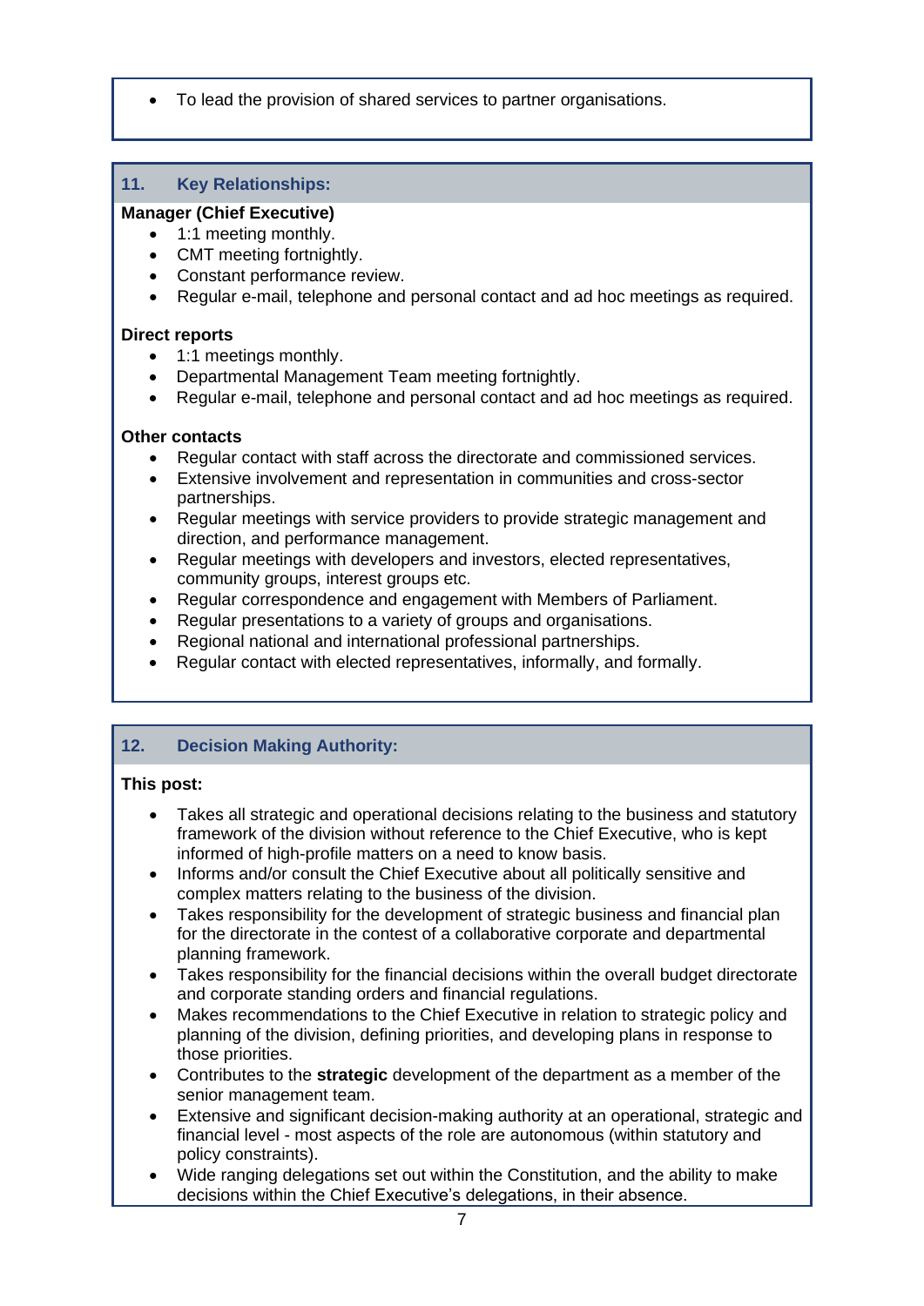- To lead the provision of shared services to partner organisations.

## 11. Key Relationships:

**Manager (Chief Executive)**

- 1:1 meeting monthly.
- CMT meeting fortnightly.
- Constant performance review.
- Regular e-mail, telephone and personal contact and ad hoc meetings as required.

**Direct reports**

- 1:1 meetings monthly.
- Departmental Management Team meeting fortnightly.
- Regular e-mail, telephone and personal contact and ad hoc meetings as required.

**Other contacts**

- Regular contact with staff across the directorate and commissioned services.
- Extensive involvement and representation in communities and cross-sector partnerships.
- Regular meetings with service providers to provide strategic management and direction, and performance management.
- Regular meetings with developers and investors, elected representatives, community groups, interest groups etc.
- Regular correspondence and engagement with Members of Parliament.
- Regular presentations to a variety of groups and organisations.
- Regional national and international professional partnerships.
- Regular contact with elected representatives, informally, and formally.

## 12. Decision Making Authority:

**This post:**

- Takes all strategic and operational decisions relating to the business and statutory framework of the division without reference to the Chief Executive, who is kept informed of high-profile matters on a need to know basis.
- Informs and/or consult the Chief Executive about all politically sensitive and complex matters relating to the business of the division.
- Takes responsibility for the development of strategic business and financial plan for the directorate in the contest of a collaborative corporate and departmental planning framework.
- Takes responsibility for the financial decisions within the overall budget directorate and corporate standing orders and financial regulations.
- Makes recommendations to the Chief Executive in relation to strategic policy and planning of the division, defining priorities, and developing plans in response to those priorities.
- Contributes to the **strategic** development of the department as a member of the senior management team.
- Extensive and significant decision-making authority at an operational, strategic and financial level - most aspects of the role are autonomous (within statutory and policy constraints).
- Wide ranging delegations set out within the Constitution, and the ability to make decisions within the Chief Executive's delegations, in their absence.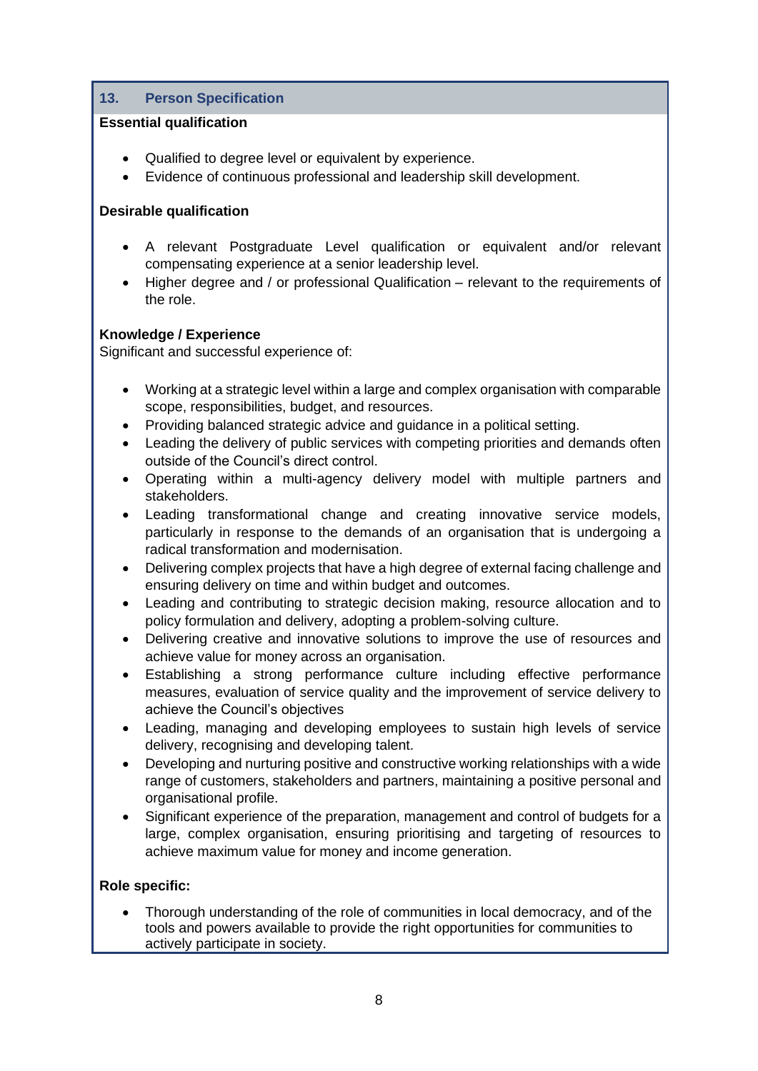## 13. Person Specification

**Essential qualification**

- Qualified to degree level or equivalent by experience.
- Evidence of continuous professional and leadership skill development.

**Desirable qualification**

- A relevant Postgraduate Level qualification or equivalent and/or relevant compensating experience at a senior leadership level.
- Higher degree and / or professional Qualification – relevant to the requirements of the role.

**Knowledge / Experience**

Significant and successful experience of:

- Working at a strategic level within a large and complex organisation with comparable scope, responsibilities, budget, and resources.
- Providing balanced strategic advice and guidance in a political setting.
- Leading the delivery of public services with competing priorities and demands often outside of the Council's direct control.
- Operating within a multi-agency delivery model with multiple partners and stakeholders.
- Leading transformational change and creating innovative service models, particularly in response to the demands of an organisation that is undergoing a radical transformation and modernisation.
- Delivering complex projects that have a high degree of external facing challenge and ensuring delivery on time and within budget and outcomes.
- Leading and contributing to strategic decision making, resource allocation and to policy formulation and delivery, adopting a problem-solving culture.
- Delivering creative and innovative solutions to improve the use of resources and achieve value for money across an organisation.
- Establishing a strong performance culture including effective performance measures, evaluation of service quality and the improvement of service delivery to achieve the Council's objectives
- Leading, managing and developing employees to sustain high levels of service delivery, recognising and developing talent.
- Developing and nurturing positive and constructive working relationships with a wide range of customers, stakeholders and partners, maintaining a positive personal and organisational profile.
- Significant experience of the preparation, management and control of budgets for a large, complex organisation, ensuring prioritising and targeting of resources to achieve maximum value for money and income generation.

**Role specific:**

- Thorough understanding of the role of communities in local democracy, and of the tools and powers available to provide the right opportunities for communities to actively participate in society.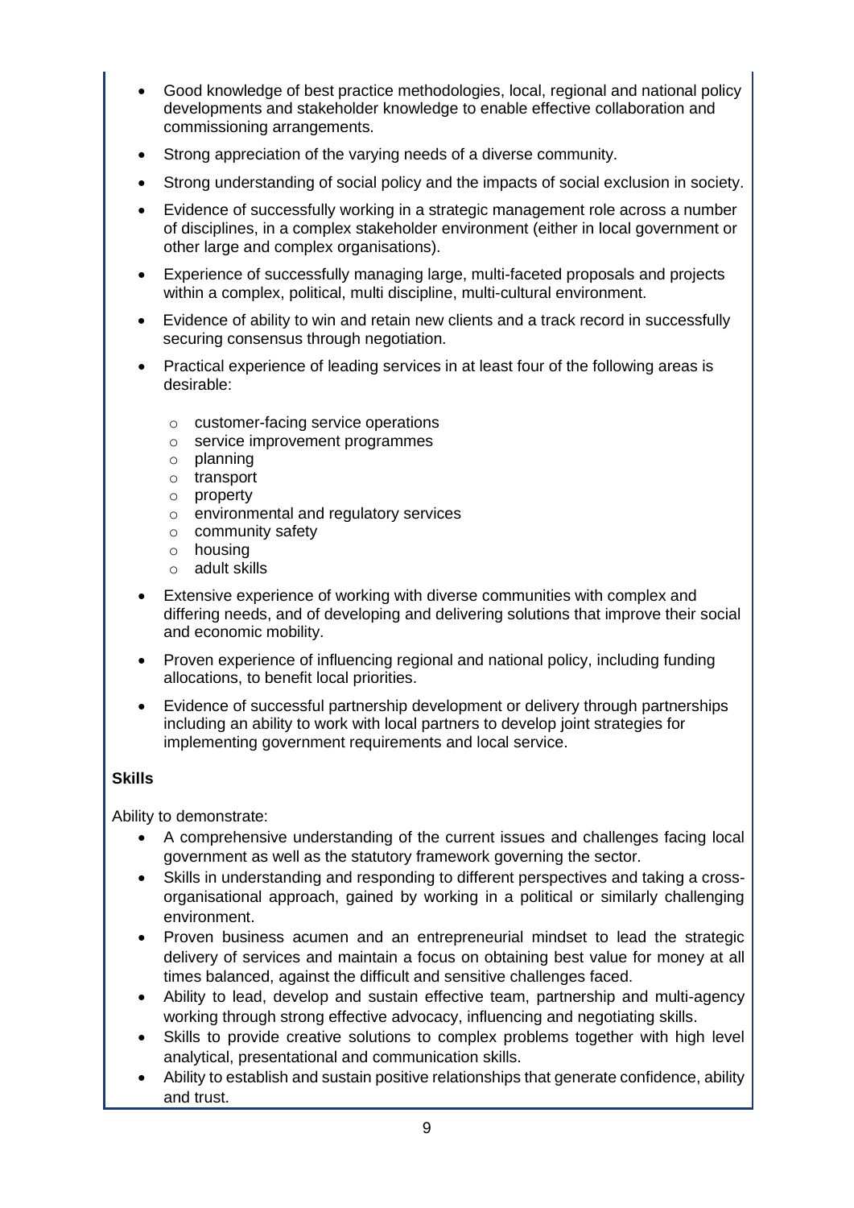- Good knowledge of best practice methodologies, local, regional and national policy developments and stakeholder knowledge to enable effective collaboration and commissioning arrangements.
- Strong appreciation of the varying needs of a diverse community.
- Strong understanding of social policy and the impacts of social exclusion in society.
- Evidence of successfully working in a strategic management role across a number of disciplines, in a complex stakeholder environment (either in local government or other large and complex organisations).
- Experience of successfully managing large, multi-faceted proposals and projects within a complex, political, multi discipline, multi-cultural environment.
- Evidence of ability to win and retain new clients and a track record in successfully securing consensus through negotiation.
- Practical experience of leading services in at least four of the following areas is desirable:
    - customer-facing service operations
    - service improvement programmes
    - planning
    - transport
    - property
    - environmental and regulatory services
    - community safety
    - housing
    - adult skills
- Extensive experience of working with diverse communities with complex and differing needs, and of developing and delivering solutions that improve their social and economic mobility.
- Proven experience of influencing regional and national policy, including funding allocations, to benefit local priorities.
- Evidence of successful partnership development or delivery through partnerships including an ability to work with local partners to develop joint strategies for implementing government requirements and local service.

**Skills**

Ability to demonstrate:

- A comprehensive understanding of the current issues and challenges facing local government as well as the statutory framework governing the sector.
- Skills in understanding and responding to different perspectives and taking a cross-organisational approach, gained by working in a political or similarly challenging environment.
- Proven business acumen and an entrepreneurial mindset to lead the strategic delivery of services and maintain a focus on obtaining best value for money at all times balanced, against the difficult and sensitive challenges faced.
- Ability to lead, develop and sustain effective team, partnership and multi-agency working through strong effective advocacy, influencing and negotiating skills.
- Skills to provide creative solutions to complex problems together with high level analytical, presentational and communication skills.
- Ability to establish and sustain positive relationships that generate confidence, ability and trust.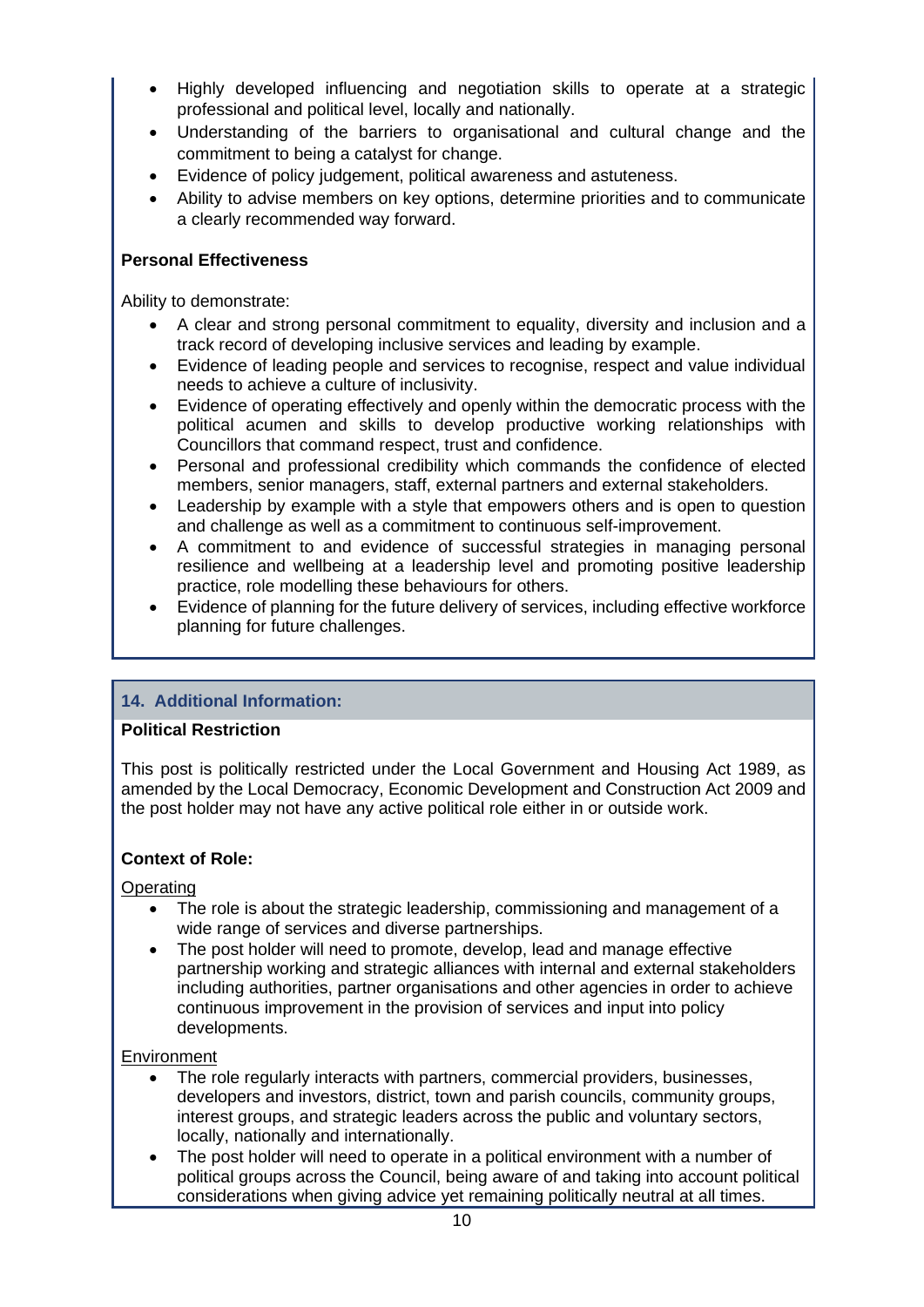- Highly developed influencing and negotiation skills to operate at a strategic professional and political level, locally and nationally.
- Understanding of the barriers to organisational and cultural change and the commitment to being a catalyst for change.
- Evidence of policy judgement, political awareness and astuteness.
- Ability to advise members on key options, determine priorities and to communicate a clearly recommended way forward.

**Personal Effectiveness**

Ability to demonstrate:

- A clear and strong personal commitment to equality, diversity and inclusion and a track record of developing inclusive services and leading by example.
- Evidence of leading people and services to recognise, respect and value individual needs to achieve a culture of inclusivity.
- Evidence of operating effectively and openly within the democratic process with the political acumen and skills to develop productive working relationships with Councillors that command respect, trust and confidence.
- Personal and professional credibility which commands the confidence of elected members, senior managers, staff, external partners and external stakeholders.
- Leadership by example with a style that empowers others and is open to question and challenge as well as a commitment to continuous self-improvement.
- A commitment to and evidence of successful strategies in managing personal resilience and wellbeing at a leadership level and promoting positive leadership practice, role modelling these behaviours for others.
- Evidence of planning for the future delivery of services, including effective workforce planning for future challenges.

## 14. Additional Information:

**Political Restriction**

This post is politically restricted under the Local Government and Housing Act 1989, as amended by the Local Democracy, Economic Development and Construction Act 2009 and the post holder may not have any active political role either in or outside work.

**Context of Role:**

Operating

- The role is about the strategic leadership, commissioning and management of a wide range of services and diverse partnerships.
- The post holder will need to promote, develop, lead and manage effective partnership working and strategic alliances with internal and external stakeholders including authorities, partner organisations and other agencies in order to achieve continuous improvement in the provision of services and input into policy developments.

Environment

- The role regularly interacts with partners, commercial providers, businesses, developers and investors, district, town and parish councils, community groups, interest groups, and strategic leaders across the public and voluntary sectors, locally, nationally and internationally.
- The post holder will need to operate in a political environment with a number of political groups across the Council, being aware of and taking into account political considerations when giving advice yet remaining politically neutral at all times.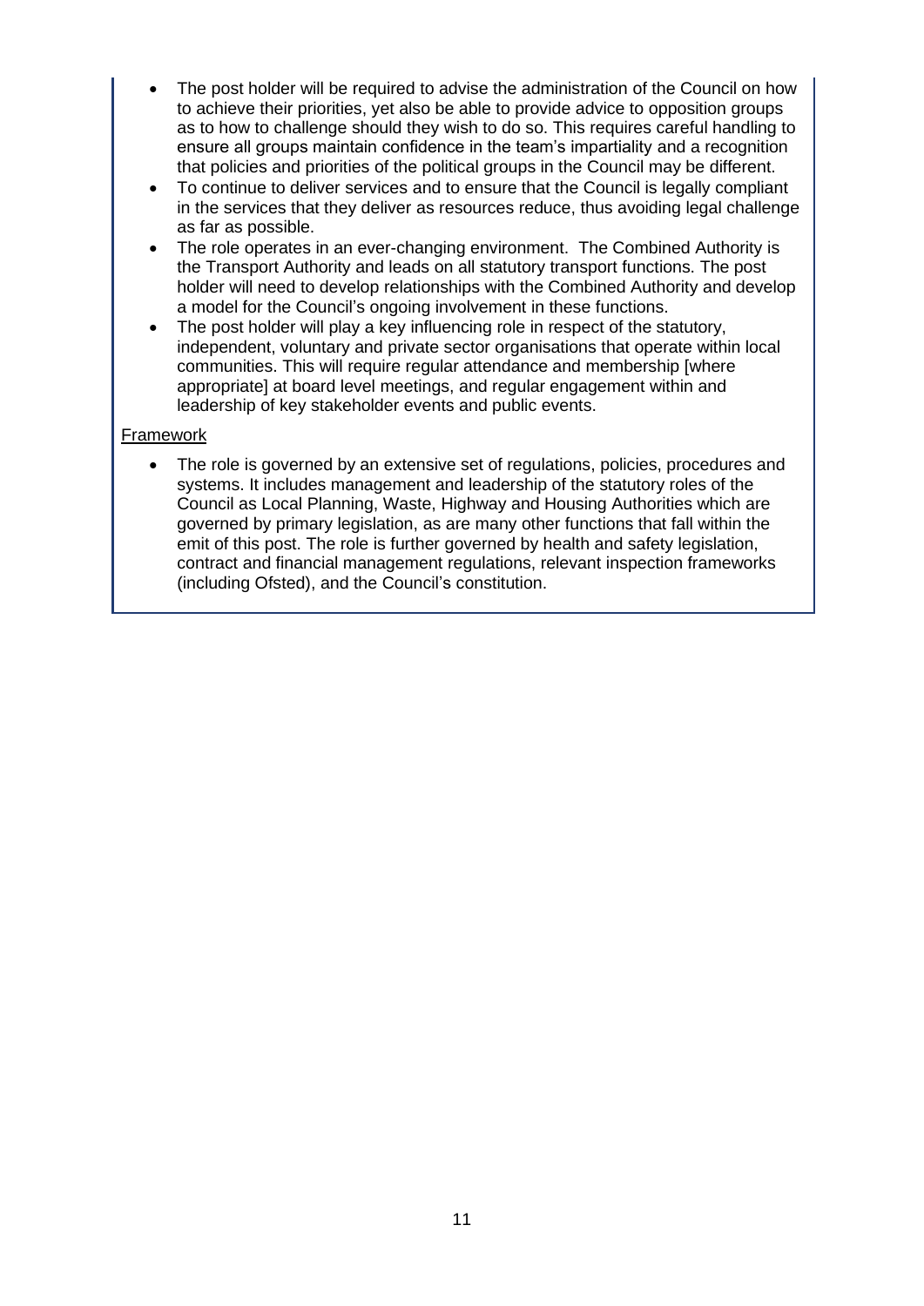- The post holder will be required to advise the administration of the Council on how to achieve their priorities, yet also be able to provide advice to opposition groups as to how to challenge should they wish to do so. This requires careful handling to ensure all groups maintain confidence in the team's impartiality and a recognition that policies and priorities of the political groups in the Council may be different.
- To continue to deliver services and to ensure that the Council is legally compliant in the services that they deliver as resources reduce, thus avoiding legal challenge as far as possible.
- The role operates in an ever-changing environment. The Combined Authority is the Transport Authority and leads on all statutory transport functions. The post holder will need to develop relationships with the Combined Authority and develop a model for the Council's ongoing involvement in these functions.
- The post holder will play a key influencing role in respect of the statutory, independent, voluntary and private sector organisations that operate within local communities. This will require regular attendance and membership [where appropriate] at board level meetings, and regular engagement within and leadership of key stakeholder events and public events.

<u>Framework</u>

- The role is governed by an extensive set of regulations, policies, procedures and systems. It includes management and leadership of the statutory roles of the Council as Local Planning, Waste, Highway and Housing Authorities which are governed by primary legislation, as are many other functions that fall within the emit of this post. The role is further governed by health and safety legislation, contract and financial management regulations, relevant inspection frameworks (including Ofsted), and the Council's constitution.